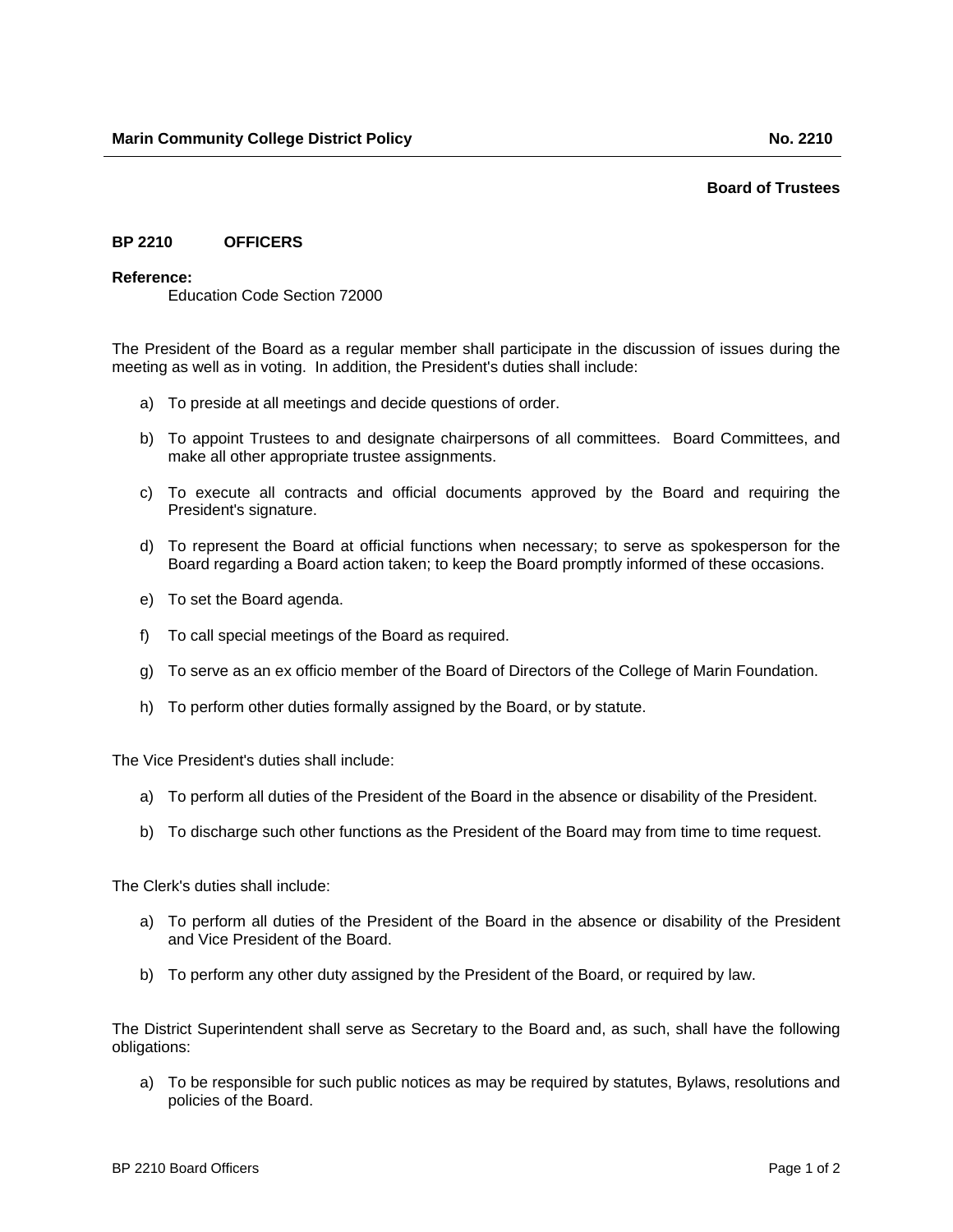**Marin Community College District Policy** **No. 2210**

**Board of Trustees**

## BP 2210 OFFICERS

**Reference:**
Education Code Section 72000

The President of the Board as a regular member shall participate in the discussion of issues during the meeting as well as in voting. In addition, the President's duties shall include:

a) To preside at all meetings and decide questions of order.

b) To appoint Trustees to and designate chairpersons of all committees. Board Committees, and make all other appropriate trustee assignments.

c) To execute all contracts and official documents approved by the Board and requiring the President's signature.

d) To represent the Board at official functions when necessary; to serve as spokesperson for the Board regarding a Board action taken; to keep the Board promptly informed of these occasions.

e) To set the Board agenda.

f) To call special meetings of the Board as required.

g) To serve as an ex officio member of the Board of Directors of the College of Marin Foundation.

h) To perform other duties formally assigned by the Board, or by statute.

The Vice President's duties shall include:

a) To perform all duties of the President of the Board in the absence or disability of the President.

b) To discharge such other functions as the President of the Board may from time to time request.

The Clerk's duties shall include:

a) To perform all duties of the President of the Board in the absence or disability of the President and Vice President of the Board.

b) To perform any other duty assigned by the President of the Board, or required by law.

The District Superintendent shall serve as Secretary to the Board and, as such, shall have the following obligations:

a) To be responsible for such public notices as may be required by statutes, Bylaws, resolutions and policies of the Board.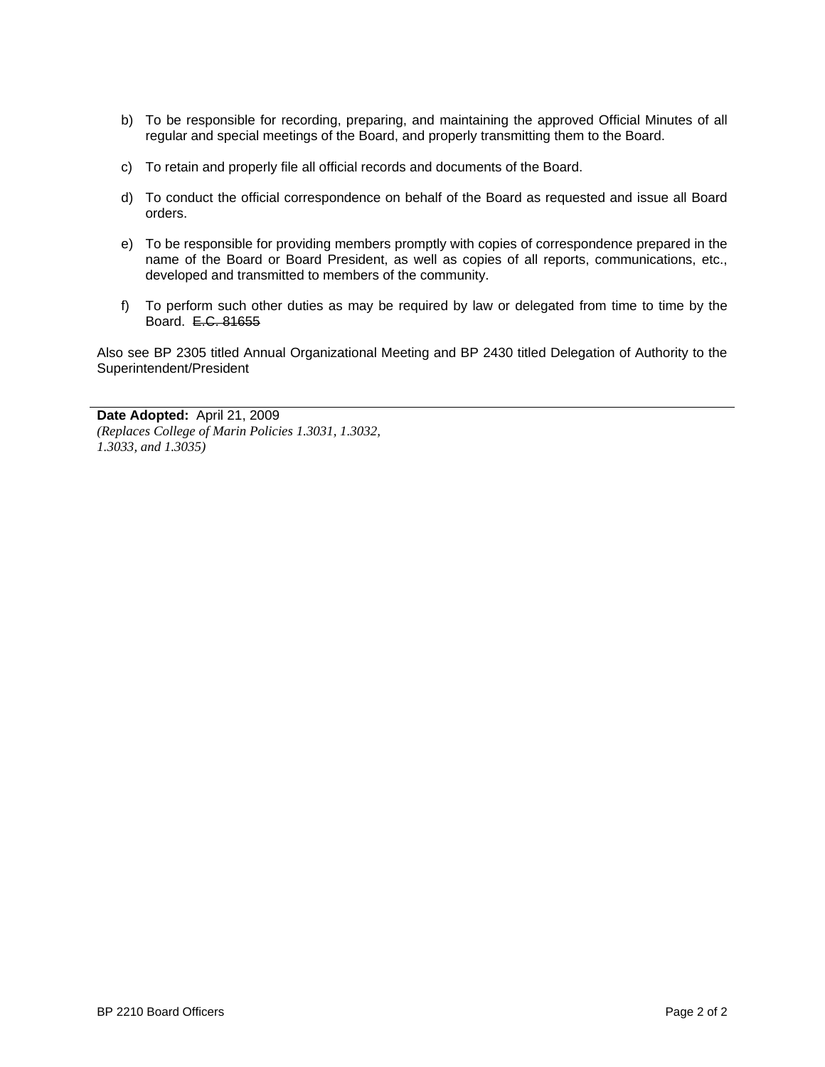b) To be responsible for recording, preparing, and maintaining the approved Official Minutes of all regular and special meetings of the Board, and properly transmitting them to the Board.

c) To retain and properly file all official records and documents of the Board.

d) To conduct the official correspondence on behalf of the Board as requested and issue all Board orders.

e) To be responsible for providing members promptly with copies of correspondence prepared in the name of the Board or Board President, as well as copies of all reports, communications, etc., developed and transmitted to members of the community.

f) To perform such other duties as may be required by law or delegated from time to time by the Board. ~~E.C. 81655~~

Also see BP 2305 titled Annual Organizational Meeting and BP 2430 titled Delegation of Authority to the Superintendent/President

---

**Date Adopted:** April 21, 2009
*(Replaces College of Marin Policies 1.3031, 1.3032, 1.3033, and 1.3035)*